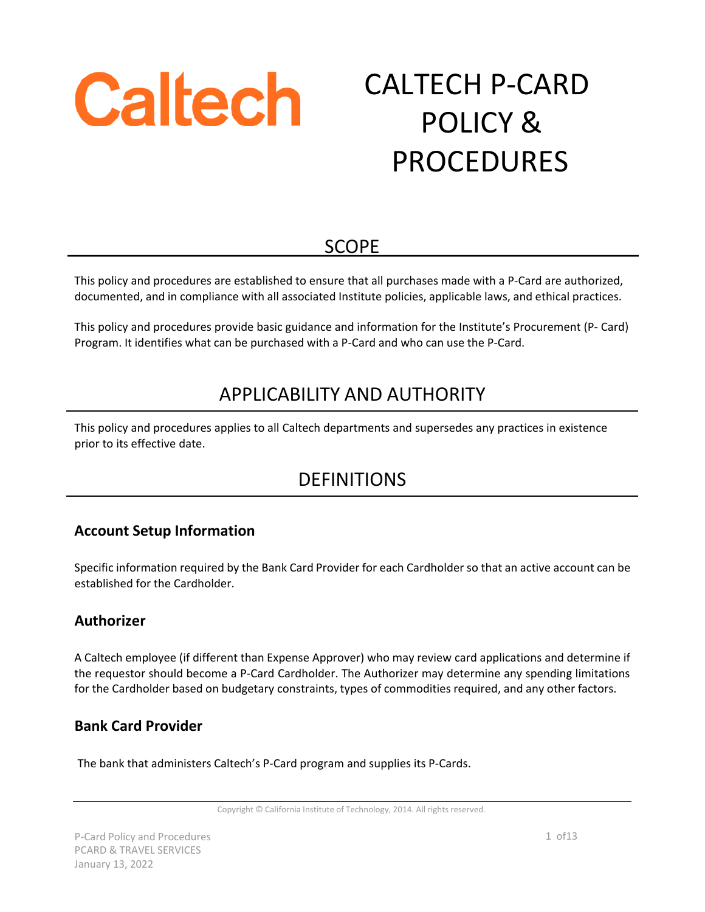Caltech

# CALTECH P-CARD POLICY & PROCEDURES

## SCOPE

This policy and procedures are established to ensure that all purchases made with a P-Card are authorized, documented, and in compliance with all associated Institute policies, applicable laws, and ethical practices.

This policy and procedures provide basic guidance and information for the Institute's Procurement (P- Card) Program. It identifies what can be purchased with a P-Card and who can use the P-Card.

## APPLICABILITY AND AUTHORITY

This policy and procedures applies to all Caltech departments and supersedes any practices in existence prior to its effective date.

## DEFINITIONS

### Account Setup Information

Specific information required by the Bank Card Provider for each Cardholder so that an active account can be established for the Cardholder.

### Authorizer

A Caltech employee (if different than Expense Approver) who may review card applications and determine if the requestor should become a P-Card Cardholder. The Authorizer may determine any spending limitations for the Cardholder based on budgetary constraints, types of commodities required, and any other factors.

### Bank Card Provider

The bank that administers Caltech's P-Card program and supplies its P-Cards.

Copyright © California Institute of Technology, 2014. All rights reserved.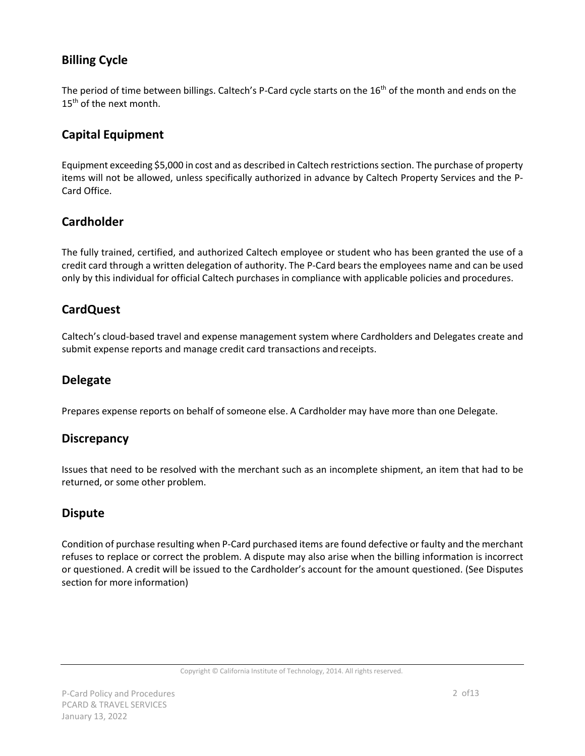## Billing Cycle

The period of time between billings. Caltech's P-Card cycle starts on the 16th of the month and ends on the 15th of the next month.

## Capital Equipment

Equipment exceeding $5,000 in cost and as described in Caltech restrictions section. The purchase of property items will not be allowed, unless specifically authorized in advance by Caltech Property Services and the P-Card Office.

## Cardholder

The fully trained, certified, and authorized Caltech employee or student who has been granted the use of a credit card through a written delegation of authority. The P-Card bears the employees name and can be used only by this individual for official Caltech purchases in compliance with applicable policies and procedures.

## CardQuest

Caltech's cloud-based travel and expense management system where Cardholders and Delegates create and submit expense reports and manage credit card transactions and receipts.

## Delegate

Prepares expense reports on behalf of someone else. A Cardholder may have more than one Delegate.

## Discrepancy

Issues that need to be resolved with the merchant such as an incomplete shipment, an item that had to be returned, or some other problem.

## Dispute

Condition of purchase resulting when P-Card purchased items are found defective or faulty and the merchant refuses to replace or correct the problem. A dispute may also arise when the billing information is incorrect or questioned. A credit will be issued to the Cardholder's account for the amount questioned. (See Disputes section for more information)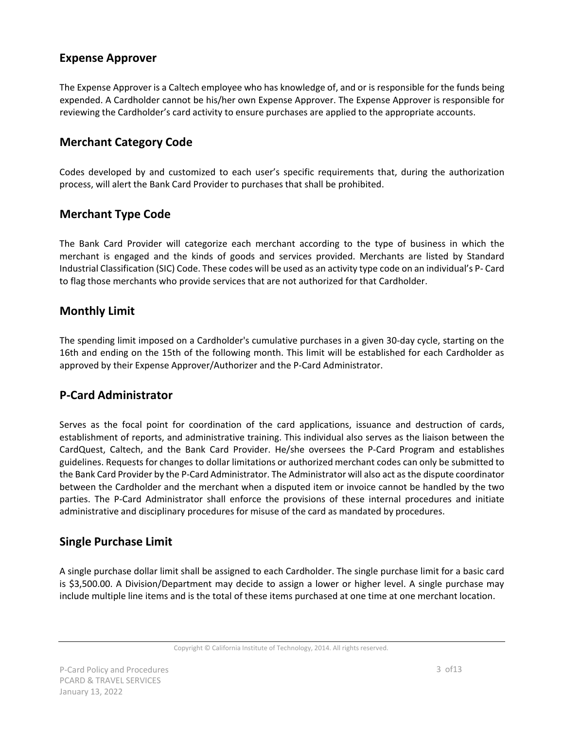## Expense Approver

The Expense Approver is a Caltech employee who has knowledge of, and or is responsible for the funds being expended. A Cardholder cannot be his/her own Expense Approver. The Expense Approver is responsible for reviewing the Cardholder's card activity to ensure purchases are applied to the appropriate accounts.

## Merchant Category Code

Codes developed by and customized to each user's specific requirements that, during the authorization process, will alert the Bank Card Provider to purchases that shall be prohibited.

## Merchant Type Code

The Bank Card Provider will categorize each merchant according to the type of business in which the merchant is engaged and the kinds of goods and services provided. Merchants are listed by Standard Industrial Classification (SIC) Code. These codes will be used as an activity type code on an individual's P- Card to flag those merchants who provide services that are not authorized for that Cardholder.

## Monthly Limit

The spending limit imposed on a Cardholder's cumulative purchases in a given 30-day cycle, starting on the 16th and ending on the 15th of the following month. This limit will be established for each Cardholder as approved by their Expense Approver/Authorizer and the P-Card Administrator.

## P-Card Administrator

Serves as the focal point for coordination of the card applications, issuance and destruction of cards, establishment of reports, and administrative training. This individual also serves as the liaison between the CardQuest, Caltech, and the Bank Card Provider. He/she oversees the P-Card Program and establishes guidelines. Requests for changes to dollar limitations or authorized merchant codes can only be submitted to the Bank Card Provider by the P-Card Administrator. The Administrator will also act as the dispute coordinator between the Cardholder and the merchant when a disputed item or invoice cannot be handled by the two parties. The P-Card Administrator shall enforce the provisions of these internal procedures and initiate administrative and disciplinary procedures for misuse of the card as mandated by procedures.

## Single Purchase Limit

A single purchase dollar limit shall be assigned to each Cardholder. The single purchase limit for a basic card is $3,500.00. A Division/Department may decide to assign a lower or higher level. A single purchase may include multiple line items and is the total of these items purchased at one time at one merchant location.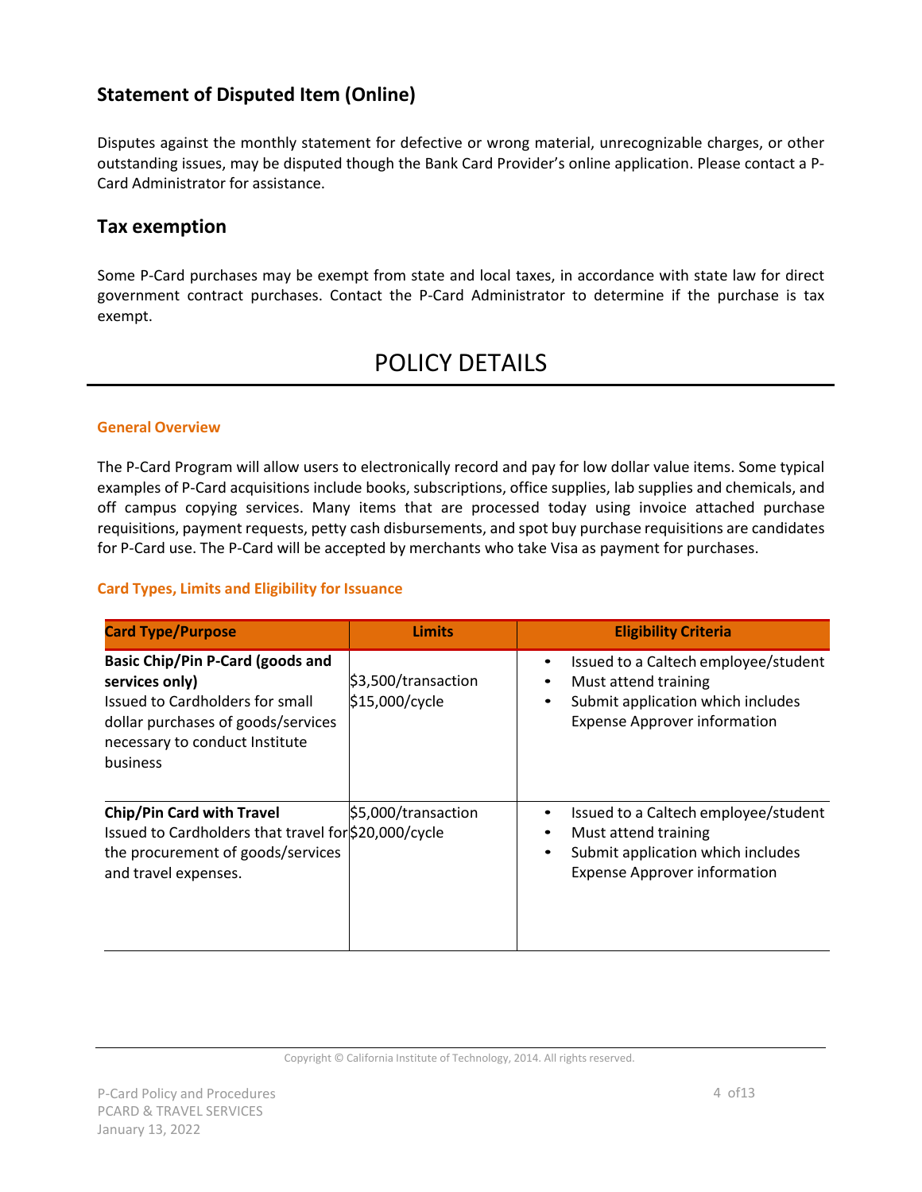## Statement of Disputed Item (Online)

Disputes against the monthly statement for defective or wrong material, unrecognizable charges, or other outstanding issues, may be disputed though the Bank Card Provider's online application. Please contact a P-Card Administrator for assistance.

## Tax exemption

Some P-Card purchases may be exempt from state and local taxes, in accordance with state law for direct government contract purchases. Contact the P-Card Administrator to determine if the purchase is tax exempt.

# POLICY DETAILS

### General Overview

The P-Card Program will allow users to electronically record and pay for low dollar value items. Some typical examples of P-Card acquisitions include books, subscriptions, office supplies, lab supplies and chemicals, and off campus copying services. Many items that are processed today using invoice attached purchase requisitions, payment requests, petty cash disbursements, and spot buy purchase requisitions are candidates for P-Card use. The P-Card will be accepted by merchants who take Visa as payment for purchases.

### Card Types, Limits and Eligibility for Issuance

| Card Type/Purpose | Limits | Eligibility Criteria |
|---|---|---|
| **Basic Chip/Pin P-Card (goods and services only)**<br>Issued to Cardholders for small dollar purchases of goods/services necessary to conduct Institute business | $3,500/transaction<br>$15,000/cycle | • Issued to a Caltech employee/student<br>• Must attend training<br>• Submit application which includes Expense Approver information |
| **Chip/Pin Card with Travel**<br>Issued to Cardholders that travel for the procurement of goods/services and travel expenses. | $5,000/transaction<br>$20,000/cycle | • Issued to a Caltech employee/student<br>• Must attend training<br>• Submit application which includes Expense Approver information |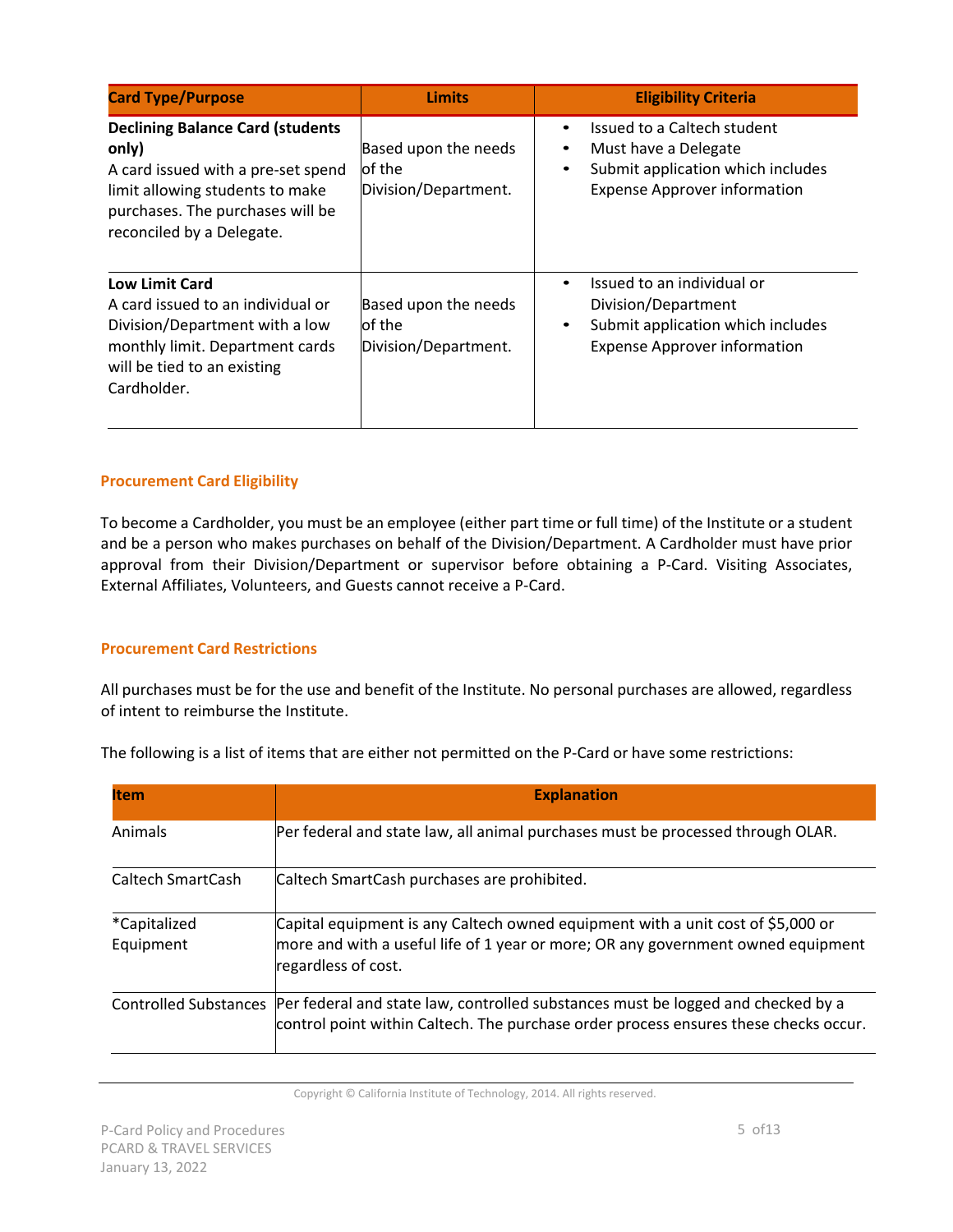| Card Type/Purpose | Limits | Eligibility Criteria |
|---|---|---|
| **Declining Balance Card (students only)** A card issued with a pre-set spend limit allowing students to make purchases. The purchases will be reconciled by a Delegate. | Based upon the needs of the Division/Department. | • Issued to a Caltech student • Must have a Delegate • Submit application which includes Expense Approver information |
| **Low Limit Card** A card issued to an individual or Division/Department with a low monthly limit. Department cards will be tied to an existing Cardholder. | Based upon the needs of the Division/Department. | • Issued to an individual or Division/Department • Submit application which includes Expense Approver information |

### Procurement Card Eligibility

To become a Cardholder, you must be an employee (either part time or full time) of the Institute or a student and be a person who makes purchases on behalf of the Division/Department. A Cardholder must have prior approval from their Division/Department or supervisor before obtaining a P-Card. Visiting Associates, External Affiliates, Volunteers, and Guests cannot receive a P-Card.

### Procurement Card Restrictions

All purchases must be for the use and benefit of the Institute. No personal purchases are allowed, regardless of intent to reimburse the Institute.

The following is a list of items that are either not permitted on the P-Card or have some restrictions:

| Item | Explanation |
|---|---|
| Animals | Per federal and state law, all animal purchases must be processed through OLAR. |
| Caltech SmartCash | Caltech SmartCash purchases are prohibited. |
| *Capitalized Equipment | Capital equipment is any Caltech owned equipment with a unit cost of $5,000 or more and with a useful life of 1 year or more; OR any government owned equipment regardless of cost. |
| Controlled Substances | Per federal and state law, controlled substances must be logged and checked by a control point within Caltech. The purchase order process ensures these checks occur. |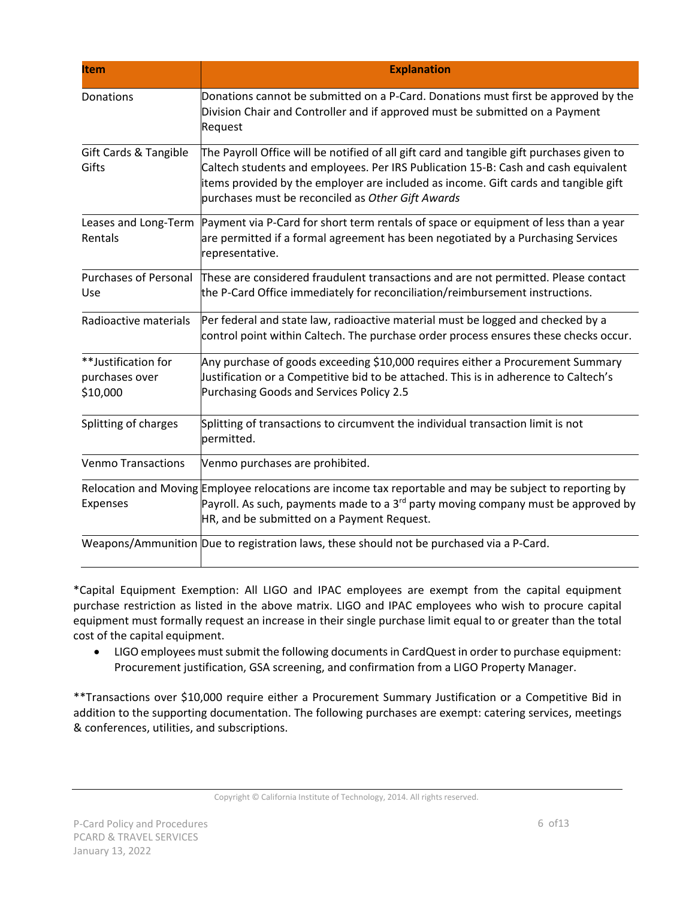| Item | Explanation |
|---|---|
| Donations | Donations cannot be submitted on a P-Card. Donations must first be approved by the Division Chair and Controller and if approved must be submitted on a Payment Request |
| Gift Cards & Tangible Gifts | The Payroll Office will be notified of all gift card and tangible gift purchases given to Caltech students and employees. Per IRS Publication 15-B: Cash and cash equivalent items provided by the employer are included as income. Gift cards and tangible gift purchases must be reconciled as *Other Gift Awards* |
| Leases and Long-Term Rentals | Payment via P-Card for short term rentals of space or equipment of less than a year are permitted if a formal agreement has been negotiated by a Purchasing Services representative. |
| Purchases of Personal Use | These are considered fraudulent transactions and are not permitted. Please contact the P-Card Office immediately for reconciliation/reimbursement instructions. |
| Radioactive materials | Per federal and state law, radioactive material must be logged and checked by a control point within Caltech. The purchase order process ensures these checks occur. |
| **Justification for purchases over $10,000 | Any purchase of goods exceeding $10,000 requires either a Procurement Summary Justification or a Competitive bid to be attached. This is in adherence to Caltech's Purchasing Goods and Services Policy 2.5 |
| Splitting of charges | Splitting of transactions to circumvent the individual transaction limit is not permitted. |
| Venmo Transactions | Venmo purchases are prohibited. |
| Relocation and Moving Expenses | Employee relocations are income tax reportable and may be subject to reporting by Payroll. As such, payments made to a 3rd party moving company must be approved by HR, and be submitted on a Payment Request. |
| Weapons/Ammunition | Due to registration laws, these should not be purchased via a P-Card. |

*Capital Equipment Exemption: All LIGO and IPAC employees are exempt from the capital equipment purchase restriction as listed in the above matrix. LIGO and IPAC employees who wish to procure capital equipment must formally request an increase in their single purchase limit equal to or greater than the total cost of the capital equipment.

- LIGO employees must submit the following documents in CardQuest in order to purchase equipment: Procurement justification, GSA screening, and confirmation from a LIGO Property Manager.

**Transactions over $10,000 require either a Procurement Summary Justification or a Competitive Bid in addition to the supporting documentation. The following purchases are exempt: catering services, meetings & conferences, utilities, and subscriptions.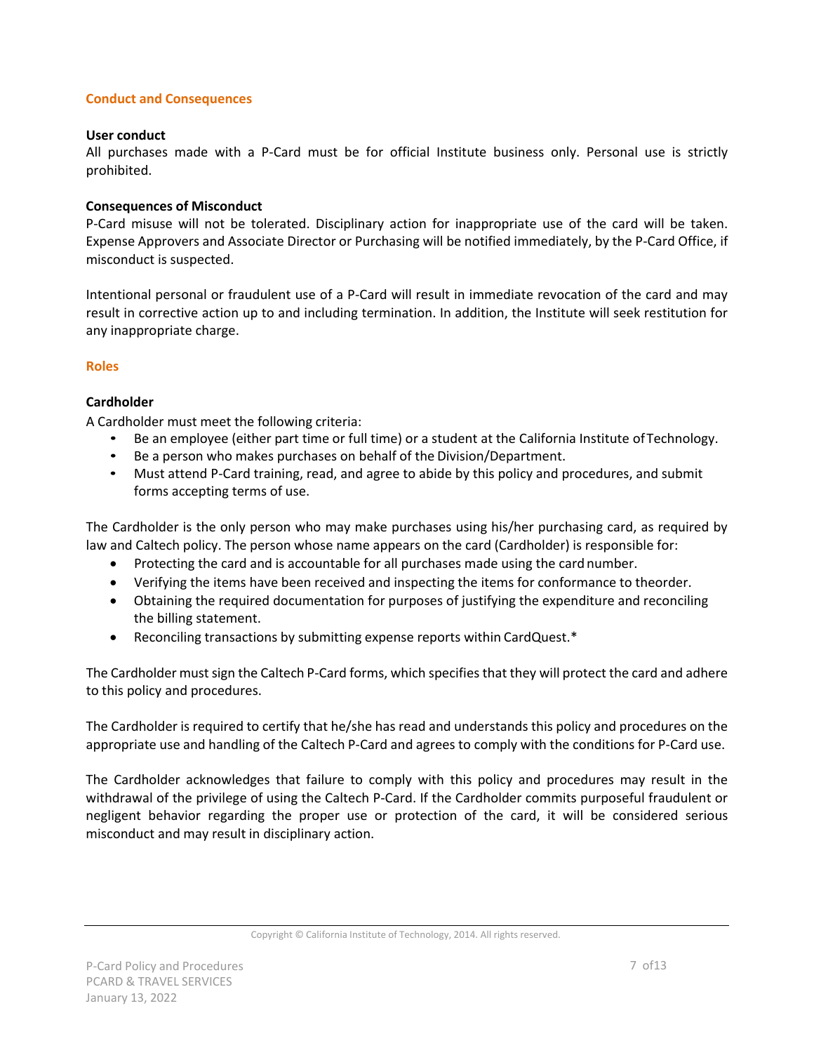## Conduct and Consequences

### User conduct

All purchases made with a P-Card must be for official Institute business only. Personal use is strictly prohibited.

### Consequences of Misconduct

P-Card misuse will not be tolerated. Disciplinary action for inappropriate use of the card will be taken. Expense Approvers and Associate Director or Purchasing will be notified immediately, by the P-Card Office, if misconduct is suspected.

Intentional personal or fraudulent use of a P-Card will result in immediate revocation of the card and may result in corrective action up to and including termination. In addition, the Institute will seek restitution for any inappropriate charge.

## Roles

### Cardholder

A Cardholder must meet the following criteria:

- Be an employee (either part time or full time) or a student at the California Institute of Technology.
- Be a person who makes purchases on behalf of the Division/Department.
- Must attend P-Card training, read, and agree to abide by this policy and procedures, and submit forms accepting terms of use.

The Cardholder is the only person who may make purchases using his/her purchasing card, as required by law and Caltech policy. The person whose name appears on the card (Cardholder) is responsible for:

- Protecting the card and is accountable for all purchases made using the card number.
- Verifying the items have been received and inspecting the items for conformance to theorder.
- Obtaining the required documentation for purposes of justifying the expenditure and reconciling the billing statement.
- Reconciling transactions by submitting expense reports within CardQuest.*

The Cardholder must sign the Caltech P-Card forms, which specifies that they will protect the card and adhere to this policy and procedures.

The Cardholder is required to certify that he/she has read and understands this policy and procedures on the appropriate use and handling of the Caltech P-Card and agrees to comply with the conditions for P-Card use.

The Cardholder acknowledges that failure to comply with this policy and procedures may result in the withdrawal of the privilege of using the Caltech P-Card. If the Cardholder commits purposeful fraudulent or negligent behavior regarding the proper use or protection of the card, it will be considered serious misconduct and may result in disciplinary action.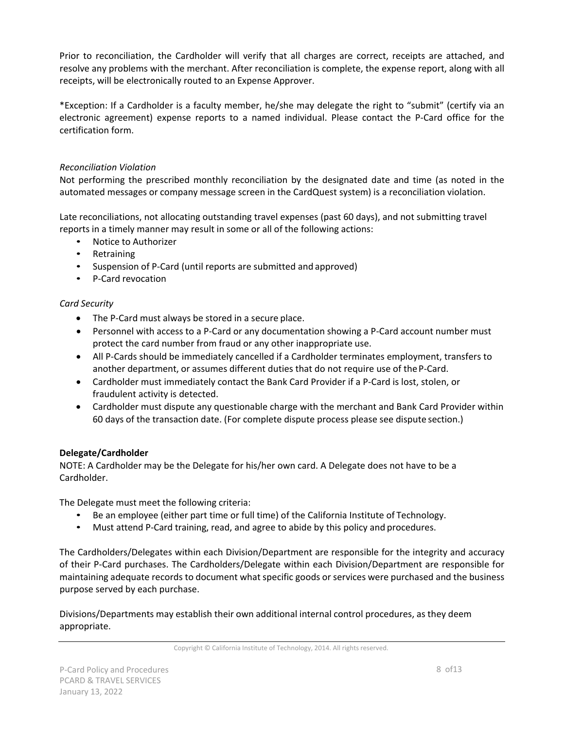Prior to reconciliation, the Cardholder will verify that all charges are correct, receipts are attached, and resolve any problems with the merchant. After reconciliation is complete, the expense report, along with all receipts, will be electronically routed to an Expense Approver.

*Exception: If a Cardholder is a faculty member, he/she may delegate the right to "submit" (certify via an electronic agreement) expense reports to a named individual. Please contact the P-Card office for the certification form.

*Reconciliation Violation*

Not performing the prescribed monthly reconciliation by the designated date and time (as noted in the automated messages or company message screen in the CardQuest system) is a reconciliation violation.

Late reconciliations, not allocating outstanding travel expenses (past 60 days), and not submitting travel reports in a timely manner may result in some or all of the following actions:

- Notice to Authorizer
- Retraining
- Suspension of P-Card (until reports are submitted and approved)
- P-Card revocation

*Card Security*

- The P-Card must always be stored in a secure place.
- Personnel with access to a P-Card or any documentation showing a P-Card account number must protect the card number from fraud or any other inappropriate use.
- All P-Cards should be immediately cancelled if a Cardholder terminates employment, transfers to another department, or assumes different duties that do not require use of the P-Card.
- Cardholder must immediately contact the Bank Card Provider if a P-Card is lost, stolen, or fraudulent activity is detected.
- Cardholder must dispute any questionable charge with the merchant and Bank Card Provider within 60 days of the transaction date. (For complete dispute process please see dispute section.)

**Delegate/Cardholder**

NOTE: A Cardholder may be the Delegate for his/her own card. A Delegate does not have to be a Cardholder.

The Delegate must meet the following criteria:

- Be an employee (either part time or full time) of the California Institute of Technology.
- Must attend P-Card training, read, and agree to abide by this policy and procedures.

The Cardholders/Delegates within each Division/Department are responsible for the integrity and accuracy of their P-Card purchases. The Cardholders/Delegate within each Division/Department are responsible for maintaining adequate records to document what specific goods or services were purchased and the business purpose served by each purchase.

Divisions/Departments may establish their own additional internal control procedures, as they deem appropriate.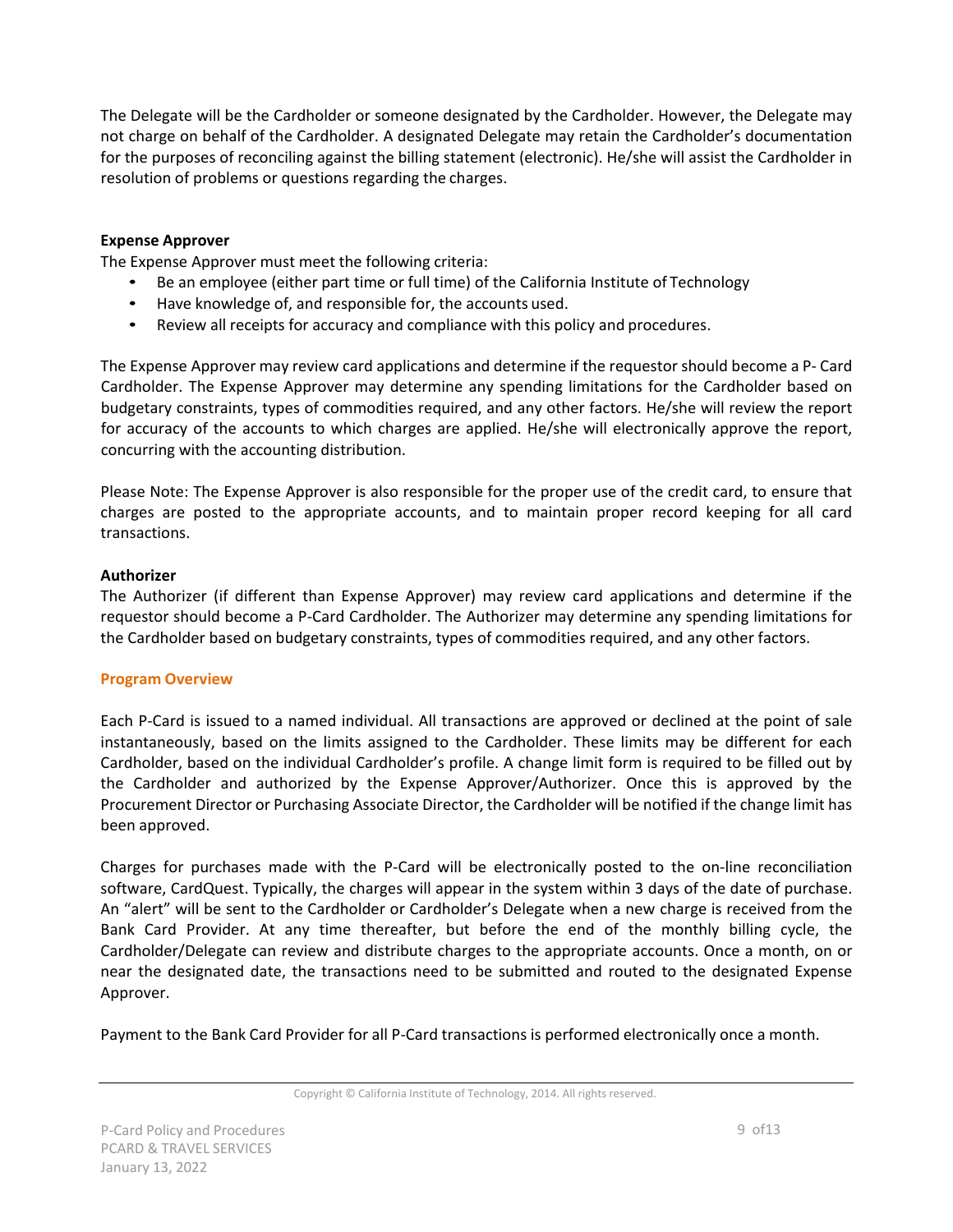The Delegate will be the Cardholder or someone designated by the Cardholder. However, the Delegate may not charge on behalf of the Cardholder. A designated Delegate may retain the Cardholder's documentation for the purposes of reconciling against the billing statement (electronic). He/she will assist the Cardholder in resolution of problems or questions regarding the charges.

**Expense Approver**

The Expense Approver must meet the following criteria:

- Be an employee (either part time or full time) of the California Institute of Technology
- Have knowledge of, and responsible for, the accounts used.
- Review all receipts for accuracy and compliance with this policy and procedures.

The Expense Approver may review card applications and determine if the requestor should become a P- Card Cardholder. The Expense Approver may determine any spending limitations for the Cardholder based on budgetary constraints, types of commodities required, and any other factors. He/she will review the report for accuracy of the accounts to which charges are applied. He/she will electronically approve the report, concurring with the accounting distribution.

Please Note: The Expense Approver is also responsible for the proper use of the credit card, to ensure that charges are posted to the appropriate accounts, and to maintain proper record keeping for all card transactions.

**Authorizer**

The Authorizer (if different than Expense Approver) may review card applications and determine if the requestor should become a P-Card Cardholder. The Authorizer may determine any spending limitations for the Cardholder based on budgetary constraints, types of commodities required, and any other factors.

## Program Overview

Each P-Card is issued to a named individual. All transactions are approved or declined at the point of sale instantaneously, based on the limits assigned to the Cardholder. These limits may be different for each Cardholder, based on the individual Cardholder's profile. A change limit form is required to be filled out by the Cardholder and authorized by the Expense Approver/Authorizer. Once this is approved by the Procurement Director or Purchasing Associate Director, the Cardholder will be notified if the change limit has been approved.

Charges for purchases made with the P-Card will be electronically posted to the on-line reconciliation software, CardQuest. Typically, the charges will appear in the system within 3 days of the date of purchase. An "alert" will be sent to the Cardholder or Cardholder's Delegate when a new charge is received from the Bank Card Provider. At any time thereafter, but before the end of the monthly billing cycle, the Cardholder/Delegate can review and distribute charges to the appropriate accounts. Once a month, on or near the designated date, the transactions need to be submitted and routed to the designated Expense Approver.

Payment to the Bank Card Provider for all P-Card transactions is performed electronically once a month.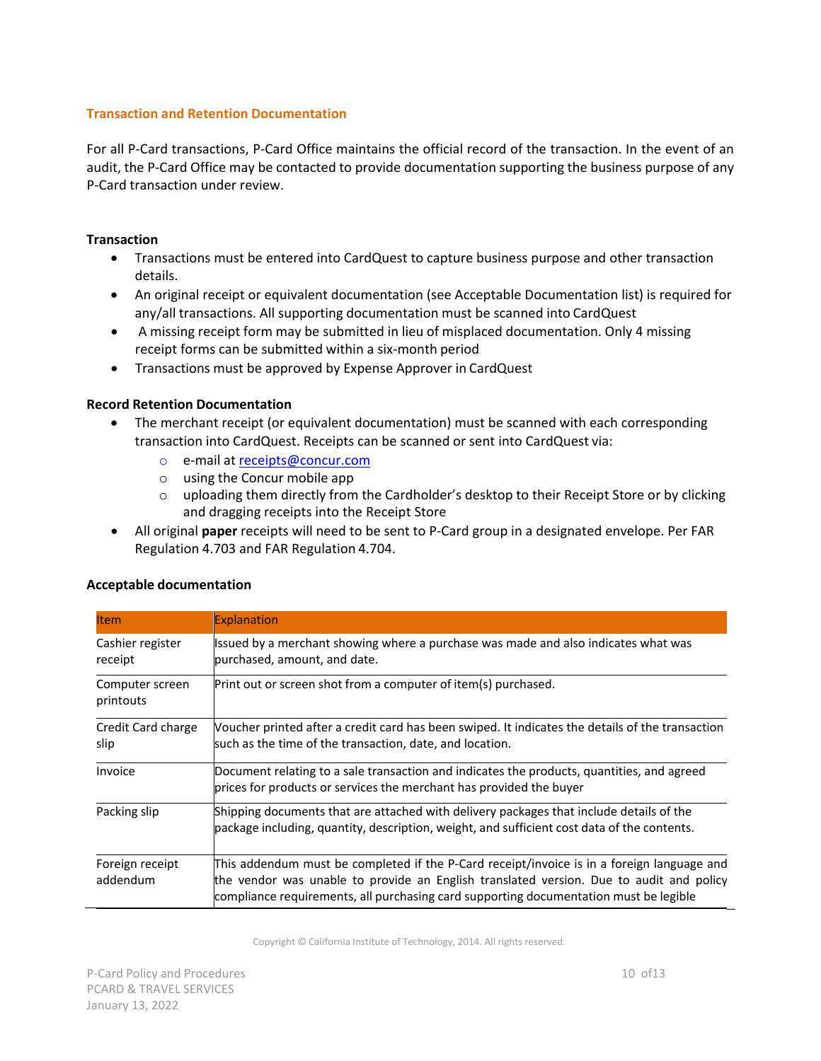## Transaction and Retention Documentation

For all P-Card transactions, P-Card Office maintains the official record of the transaction. In the event of an audit, the P-Card Office may be contacted to provide documentation supporting the business purpose of any P-Card transaction under review.

### Transaction

- Transactions must be entered into CardQuest to capture business purpose and other transaction details.
- An original receipt or equivalent documentation (see Acceptable Documentation list) is required for any/all transactions. All supporting documentation must be scanned into CardQuest
- A missing receipt form may be submitted in lieu of misplaced documentation. Only 4 missing receipt forms can be submitted within a six-month period
- Transactions must be approved by Expense Approver in CardQuest

### Record Retention Documentation

- The merchant receipt (or equivalent documentation) must be scanned with each corresponding transaction into CardQuest. Receipts can be scanned or sent into CardQuest via:
  - e-mail at receipts@concur.com
  - using the Concur mobile app
  - uploading them directly from the Cardholder's desktop to their Receipt Store or by clicking and dragging receipts into the Receipt Store
- All original **paper** receipts will need to be sent to P-Card group in a designated envelope. Per FAR Regulation 4.703 and FAR Regulation 4.704.

### Acceptable documentation

| Item | Explanation |
| --- | --- |
| Cashier register receipt | Issued by a merchant showing where a purchase was made and also indicates what was purchased, amount, and date. |
| Computer screen printouts | Print out or screen shot from a computer of item(s) purchased. |
| Credit Card charge slip | Voucher printed after a credit card has been swiped. It indicates the details of the transaction such as the time of the transaction, date, and location. |
| Invoice | Document relating to a sale transaction and indicates the products, quantities, and agreed prices for products or services the merchant has provided the buyer |
| Packing slip | Shipping documents that are attached with delivery packages that include details of the package including, quantity, description, weight, and sufficient cost data of the contents. |
| Foreign receipt addendum | This addendum must be completed if the P-Card receipt/invoice is in a foreign language and the vendor was unable to provide an English translated version. Due to audit and policy compliance requirements, all purchasing card supporting documentation must be legible |

Copyright © California Institute of Technology, 2014. All rights reserved.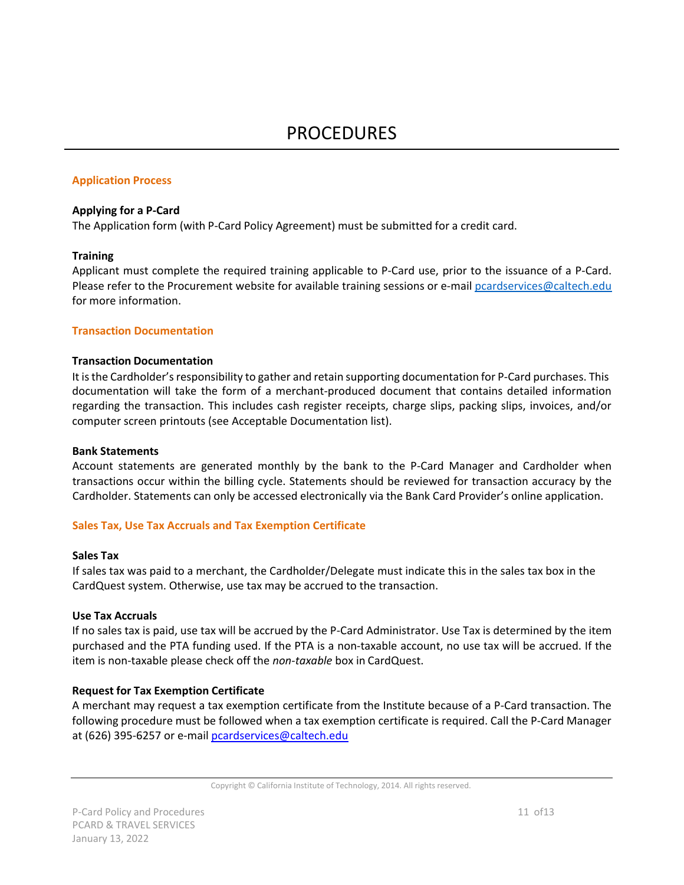# PROCEDURES

## Application Process

### Applying for a P-Card

The Application form (with P-Card Policy Agreement) must be submitted for a credit card.

### Training

Applicant must complete the required training applicable to P-Card use, prior to the issuance of a P-Card. Please refer to the Procurement website for available training sessions or e-mail pcardservices@caltech.edu for more information.

## Transaction Documentation

### Transaction Documentation

It is the Cardholder's responsibility to gather and retain supporting documentation for P-Card purchases. This documentation will take the form of a merchant-produced document that contains detailed information regarding the transaction. This includes cash register receipts, charge slips, packing slips, invoices, and/or computer screen printouts (see Acceptable Documentation list).

### Bank Statements

Account statements are generated monthly by the bank to the P-Card Manager and Cardholder when transactions occur within the billing cycle. Statements should be reviewed for transaction accuracy by the Cardholder. Statements can only be accessed electronically via the Bank Card Provider's online application.

## Sales Tax, Use Tax Accruals and Tax Exemption Certificate

### Sales Tax

If sales tax was paid to a merchant, the Cardholder/Delegate must indicate this in the sales tax box in the CardQuest system. Otherwise, use tax may be accrued to the transaction.

### Use Tax Accruals

If no sales tax is paid, use tax will be accrued by the P-Card Administrator. Use Tax is determined by the item purchased and the PTA funding used. If the PTA is a non-taxable account, no use tax will be accrued. If the item is non-taxable please check off the *non-taxable* box in CardQuest.

### Request for Tax Exemption Certificate

A merchant may request a tax exemption certificate from the Institute because of a P-Card transaction. The following procedure must be followed when a tax exemption certificate is required. Call the P-Card Manager at (626) 395-6257 or e-mail pcardservices@caltech.edu

Copyright © California Institute of Technology, 2014. All rights reserved.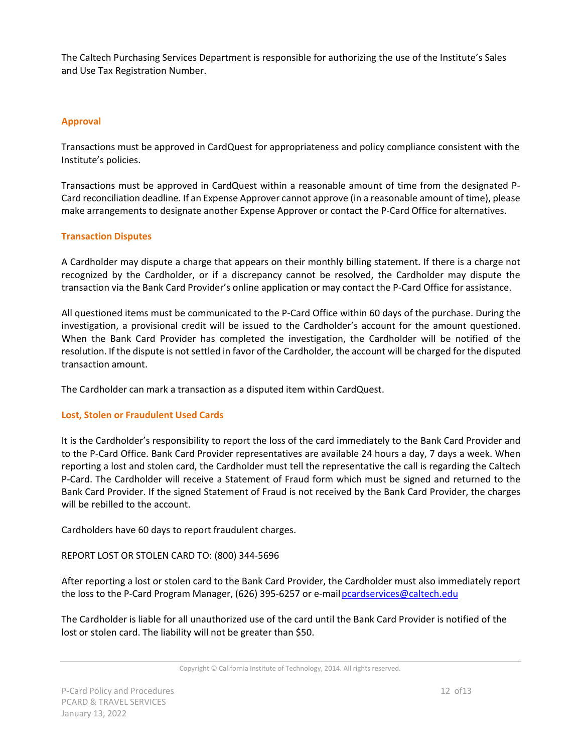The Caltech Purchasing Services Department is responsible for authorizing the use of the Institute's Sales and Use Tax Registration Number.

### Approval

Transactions must be approved in CardQuest for appropriateness and policy compliance consistent with the Institute's policies.

Transactions must be approved in CardQuest within a reasonable amount of time from the designated P-Card reconciliation deadline. If an Expense Approver cannot approve (in a reasonable amount of time), please make arrangements to designate another Expense Approver or contact the P-Card Office for alternatives.

### Transaction Disputes

A Cardholder may dispute a charge that appears on their monthly billing statement. If there is a charge not recognized by the Cardholder, or if a discrepancy cannot be resolved, the Cardholder may dispute the transaction via the Bank Card Provider's online application or may contact the P-Card Office for assistance.

All questioned items must be communicated to the P-Card Office within 60 days of the purchase. During the investigation, a provisional credit will be issued to the Cardholder's account for the amount questioned. When the Bank Card Provider has completed the investigation, the Cardholder will be notified of the resolution. If the dispute is not settled in favor of the Cardholder, the account will be charged for the disputed transaction amount.

The Cardholder can mark a transaction as a disputed item within CardQuest.

### Lost, Stolen or Fraudulent Used Cards

It is the Cardholder's responsibility to report the loss of the card immediately to the Bank Card Provider and to the P-Card Office. Bank Card Provider representatives are available 24 hours a day, 7 days a week. When reporting a lost and stolen card, the Cardholder must tell the representative the call is regarding the Caltech P-Card. The Cardholder will receive a Statement of Fraud form which must be signed and returned to the Bank Card Provider. If the signed Statement of Fraud is not received by the Bank Card Provider, the charges will be rebilled to the account.

Cardholders have 60 days to report fraudulent charges.

REPORT LOST OR STOLEN CARD TO: (800) 344-5696

After reporting a lost or stolen card to the Bank Card Provider, the Cardholder must also immediately report the loss to the P-Card Program Manager, (626) 395-6257 or e-mail [pcardservices@caltech.edu](mailto:pcardservices@caltech.edu)

The Cardholder is liable for all unauthorized use of the card until the Bank Card Provider is notified of the lost or stolen card. The liability will not be greater than $50.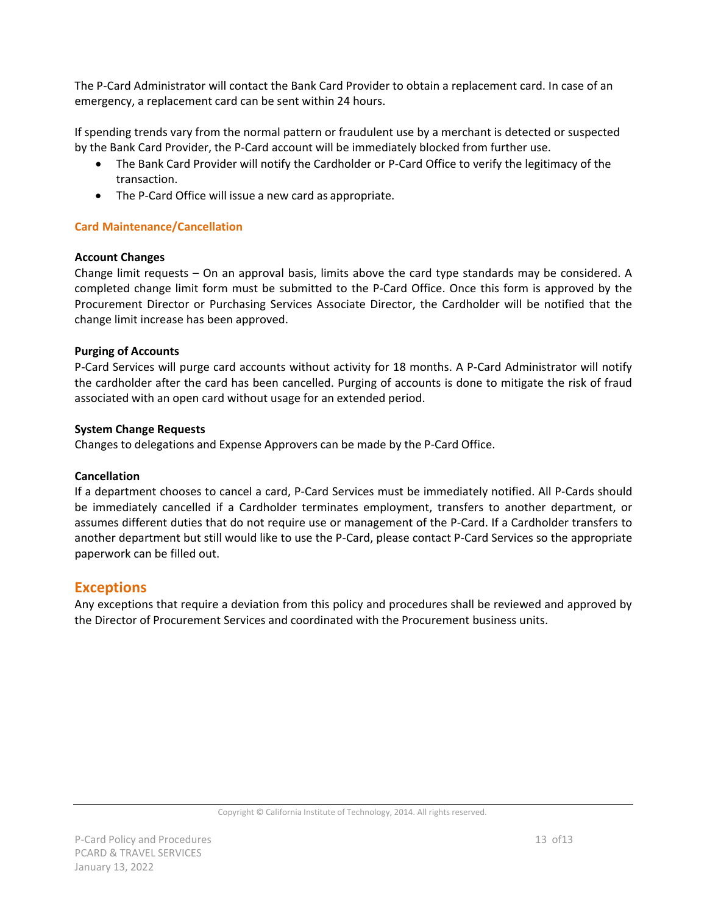The P-Card Administrator will contact the Bank Card Provider to obtain a replacement card. In case of an emergency, a replacement card can be sent within 24 hours.

If spending trends vary from the normal pattern or fraudulent use by a merchant is detected or suspected by the Bank Card Provider, the P-Card account will be immediately blocked from further use.

- The Bank Card Provider will notify the Cardholder or P-Card Office to verify the legitimacy of the transaction.
- The P-Card Office will issue a new card as appropriate.

### Card Maintenance/Cancellation

**Account Changes**

Change limit requests – On an approval basis, limits above the card type standards may be considered. A completed change limit form must be submitted to the P-Card Office. Once this form is approved by the Procurement Director or Purchasing Services Associate Director, the Cardholder will be notified that the change limit increase has been approved.

**Purging of Accounts**

P-Card Services will purge card accounts without activity for 18 months. A P-Card Administrator will notify the cardholder after the card has been cancelled. Purging of accounts is done to mitigate the risk of fraud associated with an open card without usage for an extended period.

**System Change Requests**

Changes to delegations and Expense Approvers can be made by the P-Card Office.

**Cancellation**

If a department chooses to cancel a card, P-Card Services must be immediately notified. All P-Cards should be immediately cancelled if a Cardholder terminates employment, transfers to another department, or assumes different duties that do not require use or management of the P-Card. If a Cardholder transfers to another department but still would like to use the P-Card, please contact P-Card Services so the appropriate paperwork can be filled out.

## Exceptions

Any exceptions that require a deviation from this policy and procedures shall be reviewed and approved by the Director of Procurement Services and coordinated with the Procurement business units.